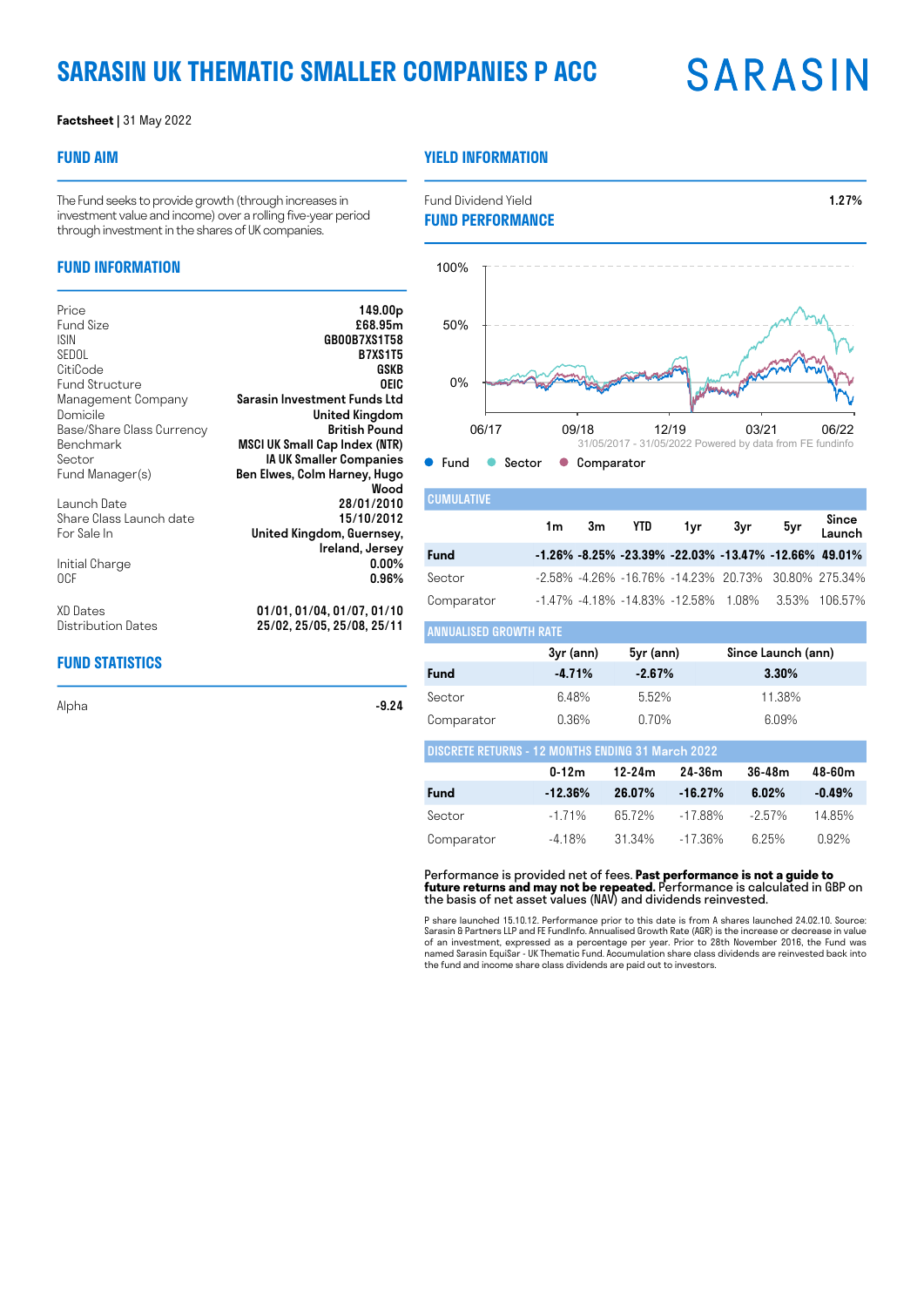// Sarasin UK Thematic Smaller Companies P Acc factsheet (page 1 of 2), transcribed to markdown

# SARASIN UK THEMATIC SMALLER COMPANIES P ACC

SARASIN

**Factsheet** | 31 May 2022

## FUND AIM

The Fund seeks to provide growth (through increases in investment value and income) over a rolling five-year period through investment in the shares of UK companies.

## FUND INFORMATION

| | |
|---|---|
| Price | **149.00p** |
| Fund Size | **£68.95m** |
| ISIN | **GB00B7XS1T58** |
| SEDOL | **B7XS1T5** |
| CitiCode | **GSKB** |
| Fund Structure | **OEIC** |
| Management Company | **Sarasin Investment Funds Ltd** |
| Domicile | **United Kingdom** |
| Base/Share Class Currency | **British Pound** |
| Benchmark | **MSCI UK Small Cap Index (NTR)** |
| Sector | **IA UK Smaller Companies** |
| Fund Manager(s) | **Ben Elwes, Colm Harney, Hugo Wood** |
| Launch Date | **28/01/2010** |
| Share Class Launch date | **15/10/2012** |
| For Sale In | **United Kingdom, Guernsey, Ireland, Jersey** |
| Initial Charge | **0.00%** |
| OCF | **0.96%** |
| XD Dates | **01/01, 01/04, 01/07, 01/10** |
| Distribution Dates | **25/02, 25/05, 25/08, 25/11** |

## FUND STATISTICS

| | |
|---|---|
| Alpha | **-9.24** |

## YIELD INFORMATION

| | |
|---|---|
| Fund Dividend Yield | **1.27%** |

## FUND PERFORMANCE

100%
50%
0%
06/17 09/18 12/19 03/21 06/22

31/05/2017 - 31/05/2022 Powered by data from FE fundinfo

● Fund ● Sector ● Comparator

### CUMULATIVE

| | 1m | 3m | YTD | 1yr | 3yr | 5yr | Since Launch |
|---|---|---|---|---|---|---|---|
| **Fund** | **-1.26%** | **-8.25%** | **-23.39%** | **-22.03%** | **-13.47%** | **-12.66%** | **49.01%** |
| Sector | -2.58% | -4.26% | -16.76% | -14.23% | 20.73% | 30.80% | 275.34% |
| Comparator | -1.47% | -4.18% | -14.83% | -12.58% | 1.08% | 3.53% | 106.57% |

### ANNUALISED GROWTH RATE

| | 3yr (ann) | 5yr (ann) | Since Launch (ann) |
|---|---|---|---|
| **Fund** | **-4.71%** | **-2.67%** | **3.30%** |
| Sector | 6.48% | 5.52% | 11.38% |
| Comparator | 0.36% | 0.70% | 6.09% |

### DISCRETE RETURNS - 12 MONTHS ENDING 31 March 2022

| | 0-12m | 12-24m | 24-36m | 36-48m | 48-60m |
|---|---|---|---|---|---|
| **Fund** | **-12.36%** | **26.07%** | **-16.27%** | **6.02%** | **-0.49%** |
| Sector | -1.71% | 65.72% | -17.88% | -2.57% | 14.85% |
| Comparator | -4.18% | 31.34% | -17.36% | 6.25% | 0.92% |

Performance is provided net of fees. **Past performance is not a guide to future returns and may not be repeated.** Performance is calculated in GBP on the basis of net asset values (NAV) and dividends reinvested.

P share launched 15.10.12. Performance prior to this date is from A shares launched 24.02.10. Source: Sarasin & Partners LLP and FE FundInfo. Annualised Growth Rate (AGR) is the increase or decrease in value of an investment, expressed as a percentage per year. Prior to 28th November 2016, the Fund was named Sarasin EquiSar - UK Thematic Fund. Accumulation share class dividends are reinvested back into the fund and income share class dividends are paid out to investors.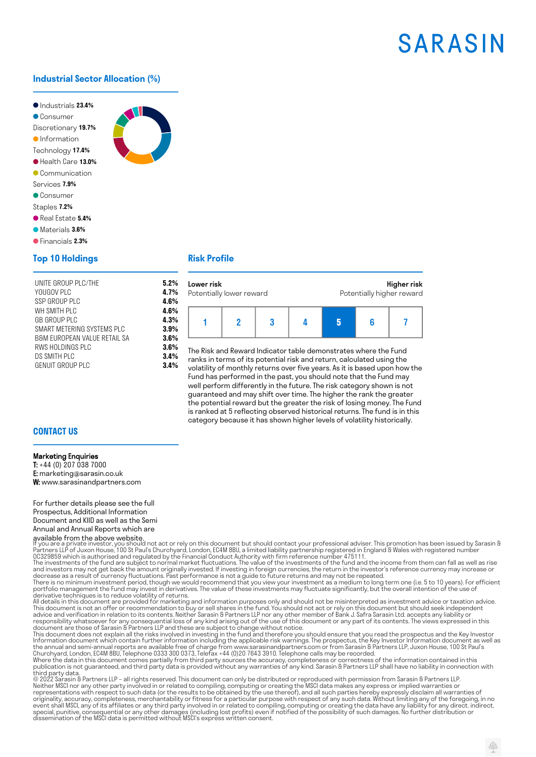## Industrial Sector Allocation (%)

- Industrials 23.4%
- Consumer Discretionary 19.7%
- Information Technology 17.4%
- Health Care 13.0%
- Communication Services 7.9%
- Consumer Staples 7.2%
- Real Estate 5.4%
- Materials 3.6%
- Financials 2.3%

## Top 10 Holdings

| | |
|---|---|
| UNITE GROUP PLC/THE | 5.2% |
| YOUGOV PLC | 4.7% |
| SSP GROUP PLC | 4.6% |
| WH SMITH PLC | 4.6% |
| GB GROUP PLC | 4.3% |
| SMART METERING SYSTEMS PLC | 3.9% |
| B&M EUROPEAN VALUE RETAIL SA | 3.6% |
| RWS HOLDINGS PLC | 3.6% |
| DS SMITH PLC | 3.4% |
| GENUIT GROUP PLC | 3.4% |

## Risk Profile

**Lower risk**
Potentially lower reward

**Higher risk**
Potentially higher reward

| | | | | | | |
|---|---|---|---|---|---|---|
| 1 | 2 | 3 | 4 | **5** | 6 | 7 |

The Risk and Reward Indicator table demonstrates where the Fund ranks in terms of its potential risk and return, calculated using the volatility of monthly returns over five years. As it is based upon how the Fund has performed in the past, you should note that the Fund may well perform differently in the future. The risk category shown is not guaranteed and may shift over time. The higher the rank the greater the potential reward but the greater the risk of losing money. The Fund is ranked at 5 reflecting observed historical returns. The fund is in this category because it has shown higher levels of volatility historically.

## CONTACT US

**Marketing Enquiries**
**T:** +44 (0) 207 038 7000
**E:** marketing@sarasin.co.uk
**W:** www.sarasinandpartners.com

For further details please see the full Prospectus, Additional Information Document and KIID as well as the Semi Annual and Annual Reports which are available from the above website.

If you are a private investor, you should not act or rely on this document but should contact your professional adviser. This promotion has been issued by Sarasin & Partners LLP of Juxon House, 100 St Paul's Churchyard, London, EC4M 8BU, a limited liability partnership registered in England & Wales with registered number OC329859 which is authorised and regulated by the Financial Conduct Authority with firm reference number 475111.
The investments of the fund are subject to normal market fluctuations. The value of the investments of the fund and the income from them can fall as well as rise and investors may not get back the amount originally invested. If investing in foreign currencies, the return in the investor's reference currency may increase or decrease as a result of currency fluctuations. Past performance is not a guide to future returns and may not be repeated.
There is no minimum investment period, though we would recommend that you view your investment as a medium to long term one (i.e. 5 to 10 years). For efficient portfolio management the Fund may invest in derivatives. The value of these investments may fluctuate significantly, but the overall intention of the use of derivative techniques is to reduce volatility of returns.
All details in this document are provided for marketing and information purposes only and should not be misinterpreted as investment advice or taxation advice. This document is not an offer or recommendation to buy or sell shares in the fund. You should not act or rely on this document but should seek independent advice and verification in relation to its contents. Neither Sarasin & Partners LLP nor any other member of Bank J. Safra Sarasin Ltd. accepts any liability or responsibility whatsoever for any consequential loss of any kind arising out of the use of this document or any part of its contents. The views expressed in this document are those of Sarasin & Partners LLP and these are subject to change without notice.
This document does not explain all the risks involved in investing in the fund and therefore you should ensure that you read the prospectus and the Key Investor Information document which contain further information including the applicable risk warnings. The prospectus, the Key Investor Information document as well as the annual and semi-annual reports are available free of charge from www.sarasinandpartners.com or from Sarasin & Partners LLP, Juxon House, 100 St Paul's Churchyard, London, EC4M 8BU, Telephone 0333 300 0373, Telefax +44 (0)20 7643 3910. Telephone calls may be recorded.
Where the data in this document comes partially from third party sources the accuracy, completeness or correctness of the information contained in this publication is not guaranteed, and third party data is provided without any warranties of any kind. Sarasin & Partners LLP shall have no liability in connection with third party data.
© 2022 Sarasin & Partners LLP – all rights reserved. This document can only be distributed or reproduced with permission from Sarasin & Partners LLP.
Neither MSCI nor any other party involved in or related to compiling, computing or creating the MSCI data makes any express or implied warranties or representations with respect to such data (or the results to be obtained by the use thereof), and all such parties hereby expressly disclaim all warranties of originality, accuracy, completeness, merchantability or fitness for a particular purpose with respect of any such data. Without limiting any of the foregoing, in no event shall MSCI, any of its affiliates or any third party involved in or related to compiling, computing or creating the data have any liability for any direct, indirect, special, punitive, consequential or any other damages (including lost profits) even if notified of the possibility of such damages. No further distribution or dissemination of the MSCI data is permitted without MSCI's express written consent.